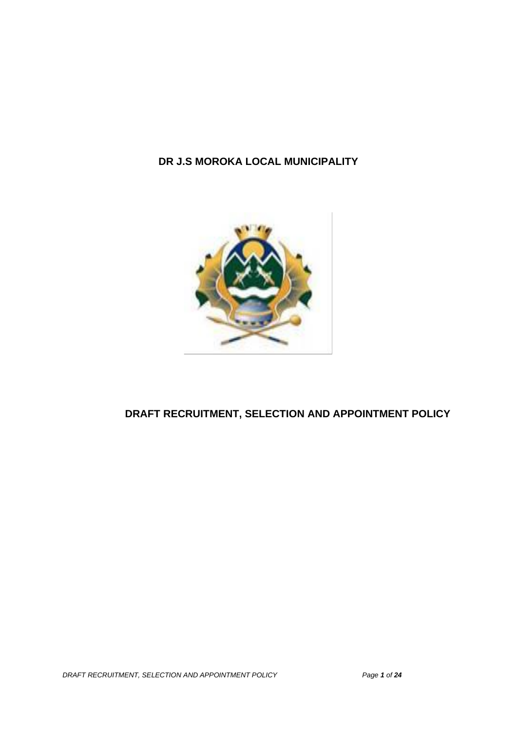# DR J.S MOROKA LOCAL MUNICIPALITY

# DRAFT RECRUITMENT, SELECTION AND APPOINTMENT POLICY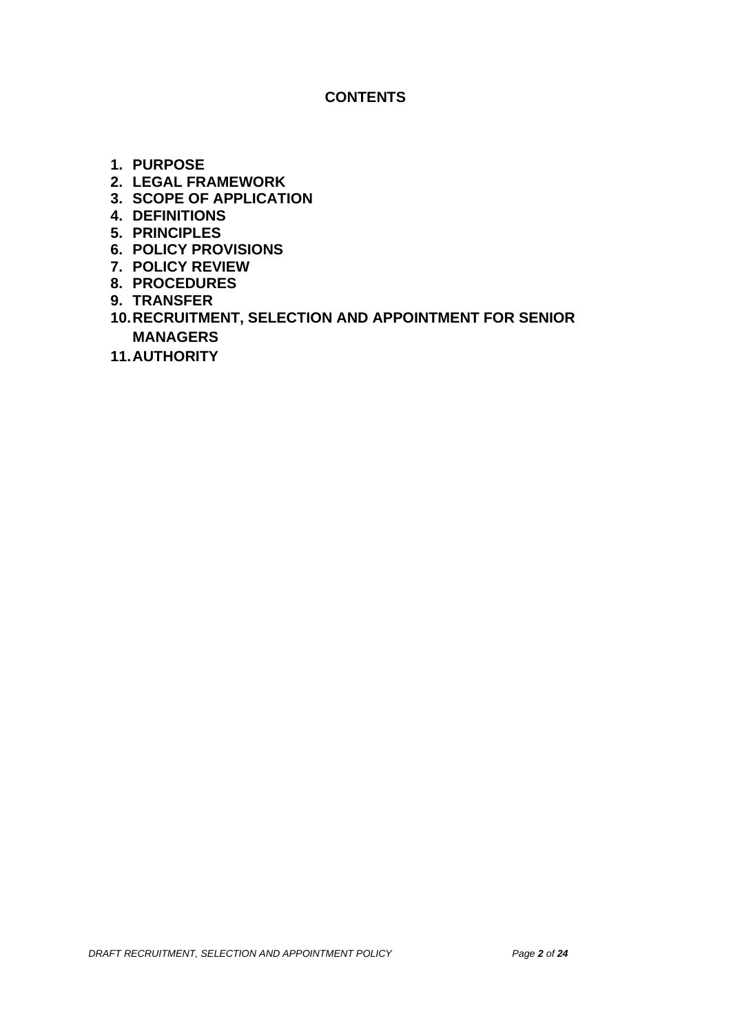# CONTENTS

1. **PURPOSE**
2. **LEGAL FRAMEWORK**
3. **SCOPE OF APPLICATION**
4. **DEFINITIONS**
5. **PRINCIPLES**
6. **POLICY PROVISIONS**
7. **POLICY REVIEW**
8. **PROCEDURES**
9. **TRANSFER**
10. **RECRUITMENT, SELECTION AND APPOINTMENT FOR SENIOR MANAGERS**
11. **AUTHORITY**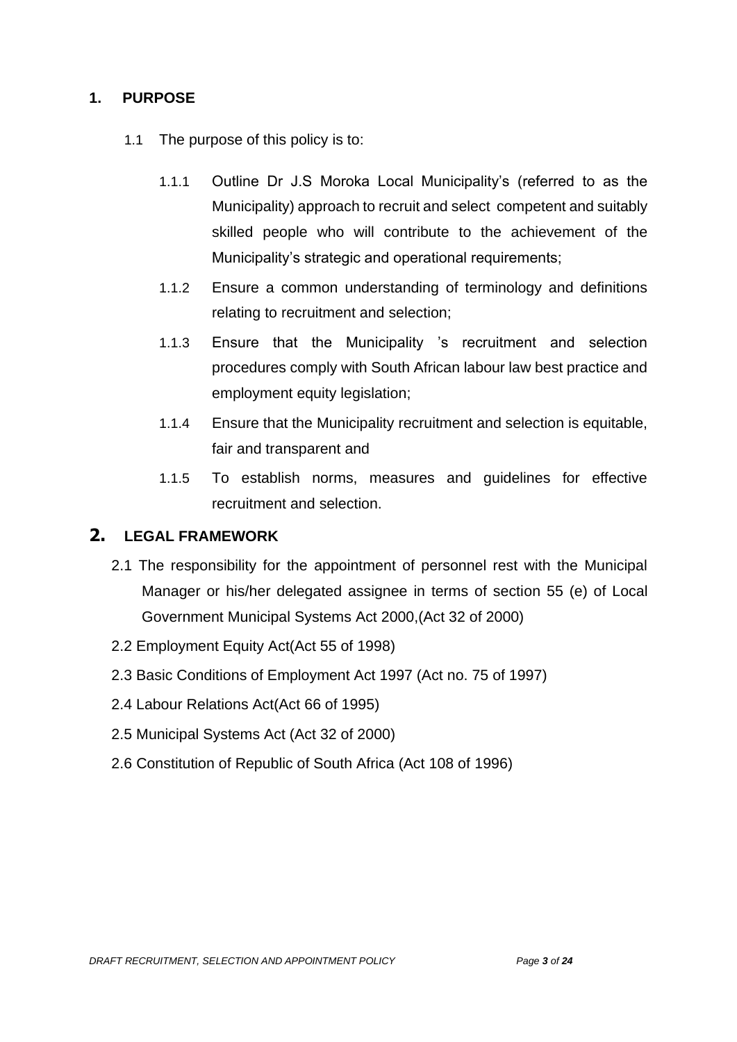## 1. PURPOSE

1.1 The purpose of this policy is to:

1.1.1 Outline Dr J.S Moroka Local Municipality's (referred to as the Municipality) approach to recruit and select competent and suitably skilled people who will contribute to the achievement of the Municipality's strategic and operational requirements;

1.1.2 Ensure a common understanding of terminology and definitions relating to recruitment and selection;

1.1.3 Ensure that the Municipality 's recruitment and selection procedures comply with South African labour law best practice and employment equity legislation;

1.1.4 Ensure that the Municipality recruitment and selection is equitable, fair and transparent and

1.1.5 To establish norms, measures and guidelines for effective recruitment and selection.

## 2. LEGAL FRAMEWORK

2.1 The responsibility for the appointment of personnel rest with the Municipal Manager or his/her delegated assignee in terms of section 55 (e) of Local Government Municipal Systems Act 2000,(Act 32 of 2000)

2.2 Employment Equity Act(Act 55 of 1998)

2.3 Basic Conditions of Employment Act 1997 (Act no. 75 of 1997)

2.4 Labour Relations Act(Act 66 of 1995)

2.5 Municipal Systems Act (Act 32 of 2000)

2.6 Constitution of Republic of South Africa (Act 108 of 1996)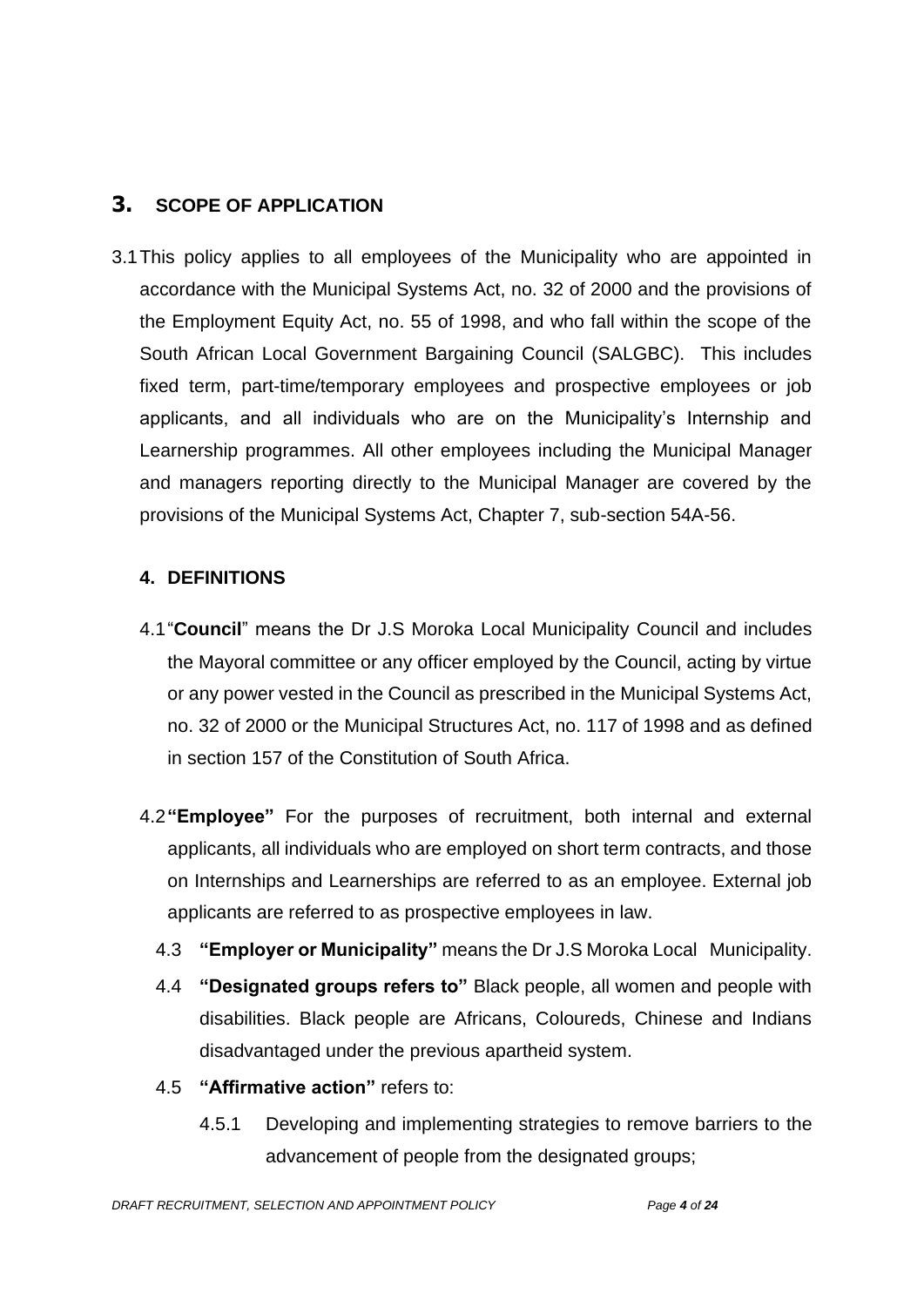## 3. SCOPE OF APPLICATION

3.1 This policy applies to all employees of the Municipality who are appointed in accordance with the Municipal Systems Act, no. 32 of 2000 and the provisions of the Employment Equity Act, no. 55 of 1998, and who fall within the scope of the South African Local Government Bargaining Council (SALGBC). This includes fixed term, part-time/temporary employees and prospective employees or job applicants, and all individuals who are on the Municipality's Internship and Learnership programmes. All other employees including the Municipal Manager and managers reporting directly to the Municipal Manager are covered by the provisions of the Municipal Systems Act, Chapter 7, sub-section 54A-56.

### 4. DEFINITIONS

4.1 "**Council**" means the Dr J.S Moroka Local Municipality Council and includes the Mayoral committee or any officer employed by the Council, acting by virtue or any power vested in the Council as prescribed in the Municipal Systems Act, no. 32 of 2000 or the Municipal Structures Act, no. 117 of 1998 and as defined in section 157 of the Constitution of South Africa.

4.2 **"Employee"** For the purposes of recruitment, both internal and external applicants, all individuals who are employed on short term contracts, and those on Internships and Learnerships are referred to as an employee. External job applicants are referred to as prospective employees in law.

4.3 **"Employer or Municipality"** means the Dr J.S Moroka Local Municipality.

4.4 **"Designated groups refers to"** Black people, all women and people with disabilities. Black people are Africans, Coloureds, Chinese and Indians disadvantaged under the previous apartheid system.

4.5 **"Affirmative action"** refers to:

4.5.1 Developing and implementing strategies to remove barriers to the advancement of people from the designated groups;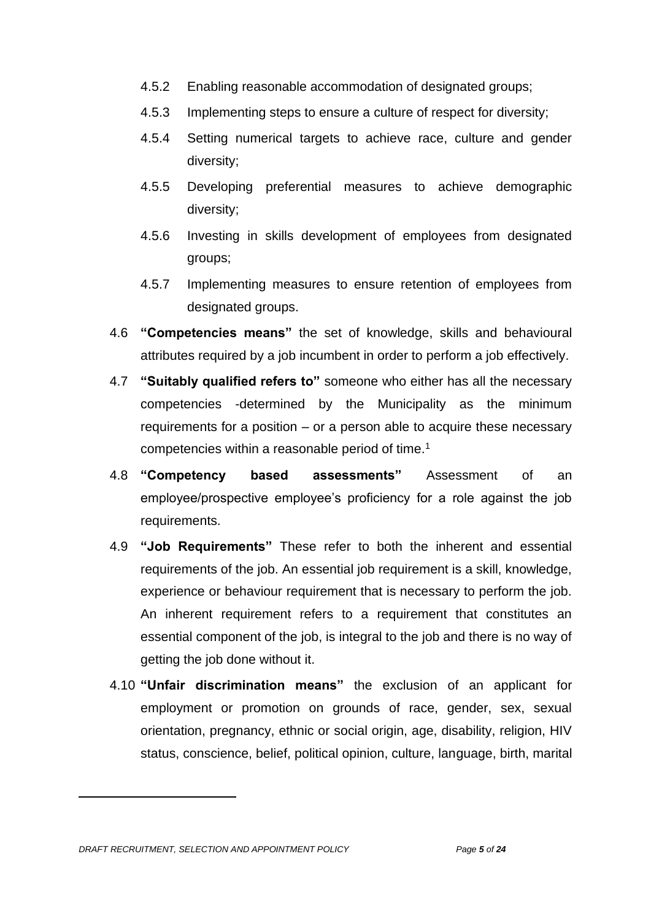4.5.2 Enabling reasonable accommodation of designated groups;

4.5.3 Implementing steps to ensure a culture of respect for diversity;

4.5.4 Setting numerical targets to achieve race, culture and gender diversity;

4.5.5 Developing preferential measures to achieve demographic diversity;

4.5.6 Investing in skills development of employees from designated groups;

4.5.7 Implementing measures to ensure retention of employees from designated groups.

4.6 **"Competencies means"** the set of knowledge, skills and behavioural attributes required by a job incumbent in order to perform a job effectively.

4.7 **"Suitably qualified refers to"** someone who either has all the necessary competencies -determined by the Municipality as the minimum requirements for a position – or a person able to acquire these necessary competencies within a reasonable period of time.[1]

4.8 **"Competency based assessments"** Assessment of an employee/prospective employee's proficiency for a role against the job requirements.

4.9 **"Job Requirements"** These refer to both the inherent and essential requirements of the job. An essential job requirement is a skill, knowledge, experience or behaviour requirement that is necessary to perform the job. An inherent requirement refers to a requirement that constitutes an essential component of the job, is integral to the job and there is no way of getting the job done without it.

4.10 **"Unfair discrimination means"** the exclusion of an applicant for employment or promotion on grounds of race, gender, sex, sexual orientation, pregnancy, ethnic or social origin, age, disability, religion, HIV status, conscience, belief, political opinion, culture, language, birth, marital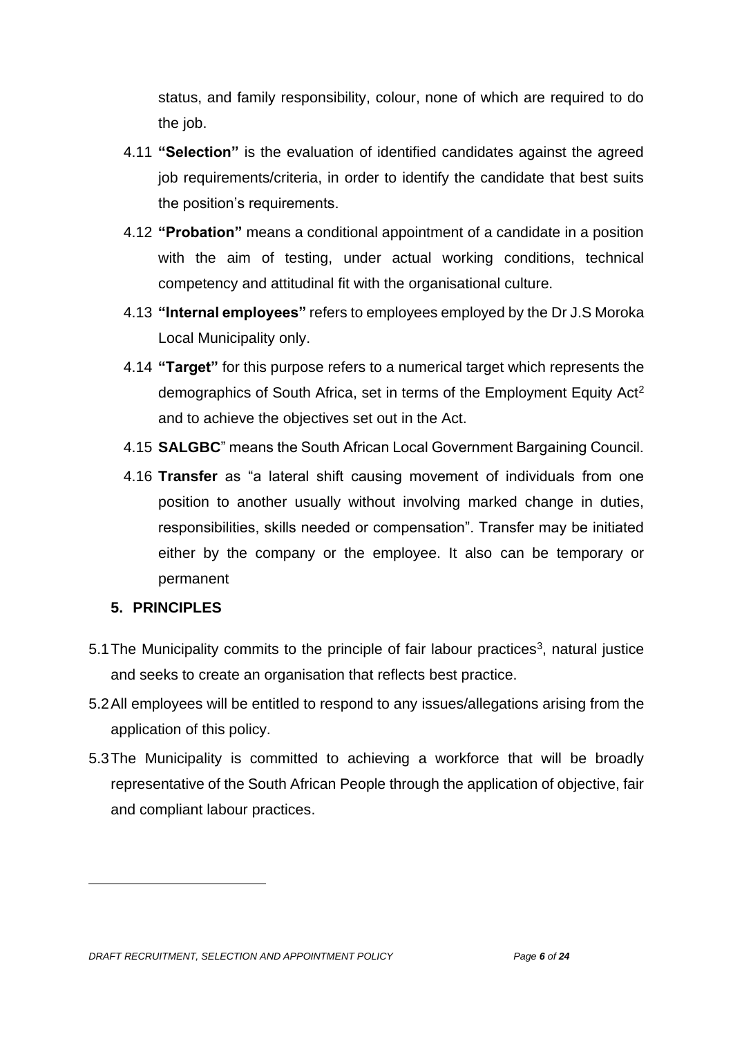status, and family responsibility, colour, none of which are required to do the job.

4.11 **"Selection"** is the evaluation of identified candidates against the agreed job requirements/criteria, in order to identify the candidate that best suits the position's requirements.

4.12 **"Probation"** means a conditional appointment of a candidate in a position with the aim of testing, under actual working conditions, technical competency and attitudinal fit with the organisational culture.

4.13 **"Internal employees"** refers to employees employed by the Dr J.S Moroka Local Municipality only.

4.14 **"Target"** for this purpose refers to a numerical target which represents the demographics of South Africa, set in terms of the Employment Equity Act[2] and to achieve the objectives set out in the Act.

4.15 **SALGBC**" means the South African Local Government Bargaining Council.

4.16 **Transfer** as "a lateral shift causing movement of individuals from one position to another usually without involving marked change in duties, responsibilities, skills needed or compensation". Transfer may be initiated either by the company or the employee. It also can be temporary or permanent

## 5. PRINCIPLES

5.1 The Municipality commits to the principle of fair labour practices[3], natural justice and seeks to create an organisation that reflects best practice.

5.2 All employees will be entitled to respond to any issues/allegations arising from the application of this policy.

5.3 The Municipality is committed to achieving a workforce that will be broadly representative of the South African People through the application of objective, fair and compliant labour practices.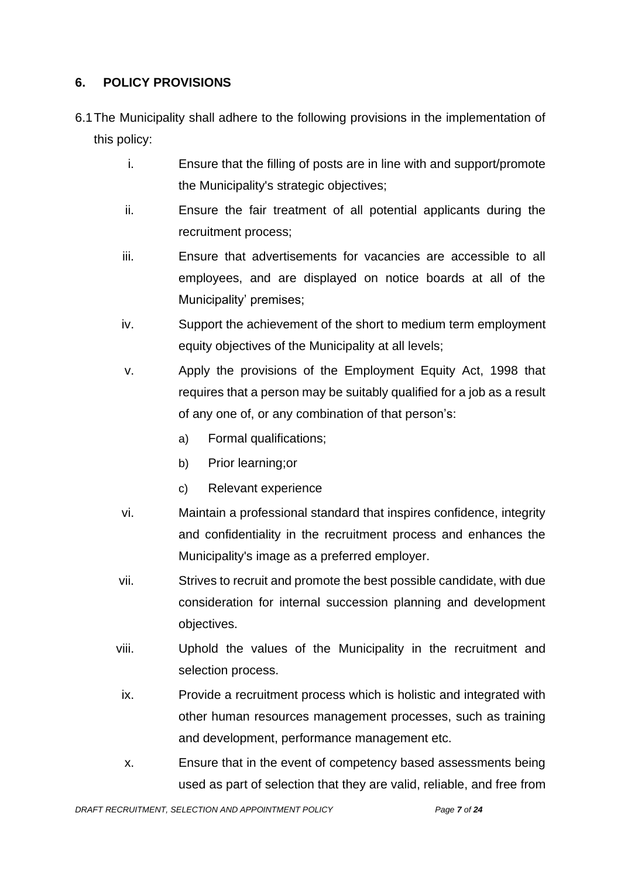## 6. POLICY PROVISIONS

6.1 The Municipality shall adhere to the following provisions in the implementation of this policy:

i. Ensure that the filling of posts are in line with and support/promote the Municipality's strategic objectives;

ii. Ensure the fair treatment of all potential applicants during the recruitment process;

iii. Ensure that advertisements for vacancies are accessible to all employees, and are displayed on notice boards at all of the Municipality' premises;

iv. Support the achievement of the short to medium term employment equity objectives of the Municipality at all levels;

v. Apply the provisions of the Employment Equity Act, 1998 that requires that a person may be suitably qualified for a job as a result of any one of, or any combination of that person's:

   a) Formal qualifications;

   b) Prior learning;or

   c) Relevant experience

vi. Maintain a professional standard that inspires confidence, integrity and confidentiality in the recruitment process and enhances the Municipality's image as a preferred employer.

vii. Strives to recruit and promote the best possible candidate, with due consideration for internal succession planning and development objectives.

viii. Uphold the values of the Municipality in the recruitment and selection process.

ix. Provide a recruitment process which is holistic and integrated with other human resources management processes, such as training and development, performance management etc.

x. Ensure that in the event of competency based assessments being used as part of selection that they are valid, reliable, and free from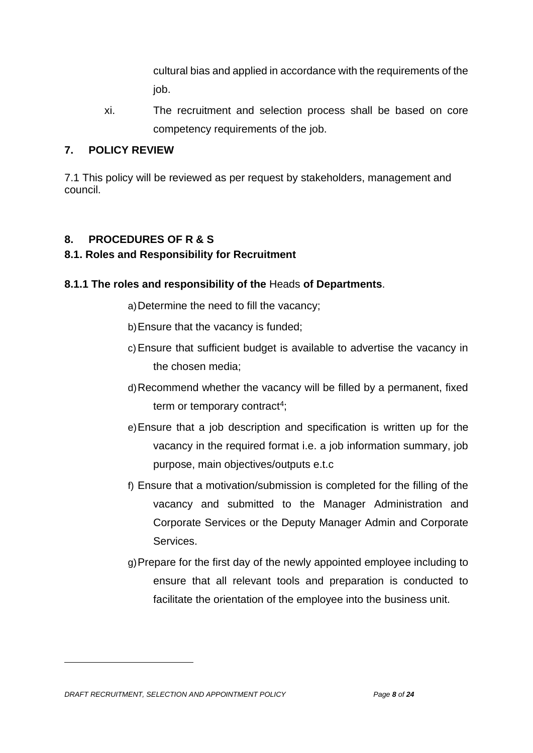cultural bias and applied in accordance with the requirements of the job.

xi. The recruitment and selection process shall be based on core competency requirements of the job.

## 7. POLICY REVIEW

7.1 This policy will be reviewed as per request by stakeholders, management and council.

## 8. PROCEDURES OF R & S

### 8.1. Roles and Responsibility for Recruitment

#### 8.1.1 The roles and responsibility of the Heads of Departments.

a) Determine the need to fill the vacancy;

b) Ensure that the vacancy is funded;

c) Ensure that sufficient budget is available to advertise the vacancy in the chosen media;

d) Recommend whether the vacancy will be filled by a permanent, fixed term or temporary contract[4];

e) Ensure that a job description and specification is written up for the vacancy in the required format i.e. a job information summary, job purpose, main objectives/outputs e.t.c

f) Ensure that a motivation/submission is completed for the filling of the vacancy and submitted to the Manager Administration and Corporate Services or the Deputy Manager Admin and Corporate Services.

g) Prepare for the first day of the newly appointed employee including to ensure that all relevant tools and preparation is conducted to facilitate the orientation of the employee into the business unit.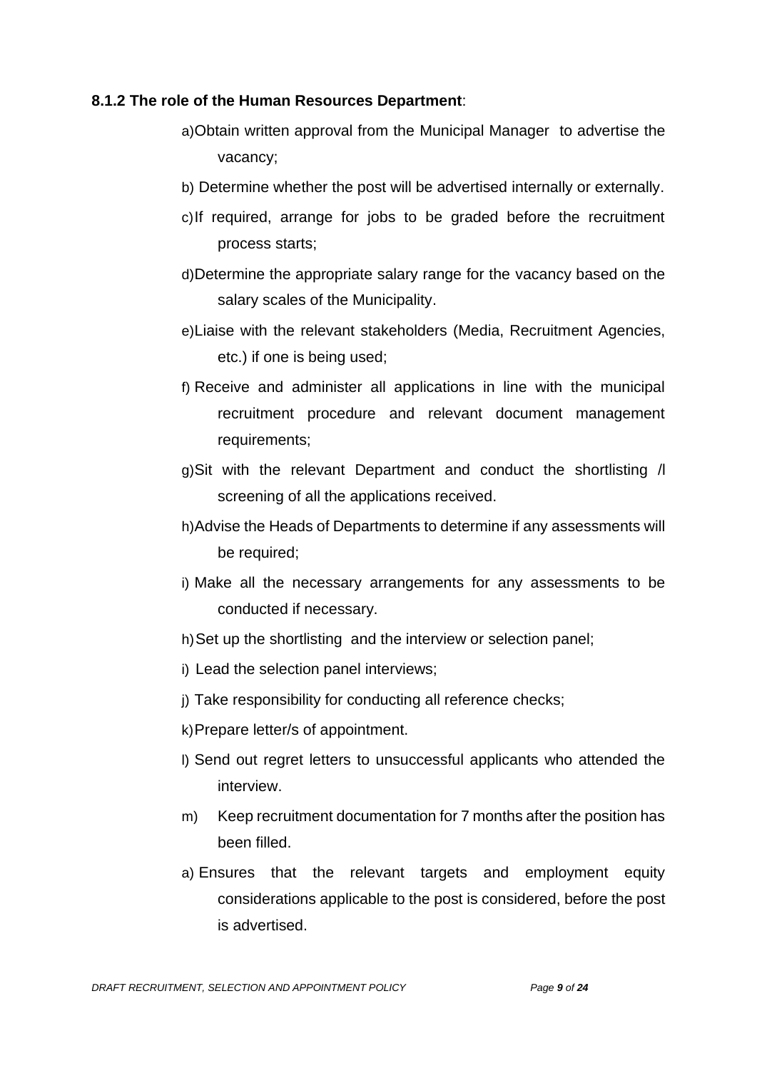**8.1.2 The role of the Human Resources Department**:

a) Obtain written approval from the Municipal Manager to advertise the vacancy;

b) Determine whether the post will be advertised internally or externally.

c) If required, arrange for jobs to be graded before the recruitment process starts;

d) Determine the appropriate salary range for the vacancy based on the salary scales of the Municipality.

e) Liaise with the relevant stakeholders (Media, Recruitment Agencies, etc.) if one is being used;

f) Receive and administer all applications in line with the municipal recruitment procedure and relevant document management requirements;

g) Sit with the relevant Department and conduct the shortlisting /l screening of all the applications received.

h) Advise the Heads of Departments to determine if any assessments will be required;

i) Make all the necessary arrangements for any assessments to be conducted if necessary.

h) Set up the shortlisting and the interview or selection panel;

i) Lead the selection panel interviews;

j) Take responsibility for conducting all reference checks;

k) Prepare letter/s of appointment.

l) Send out regret letters to unsuccessful applicants who attended the interview.

m) Keep recruitment documentation for 7 months after the position has been filled.

a) Ensures that the relevant targets and employment equity considerations applicable to the post is considered, before the post is advertised.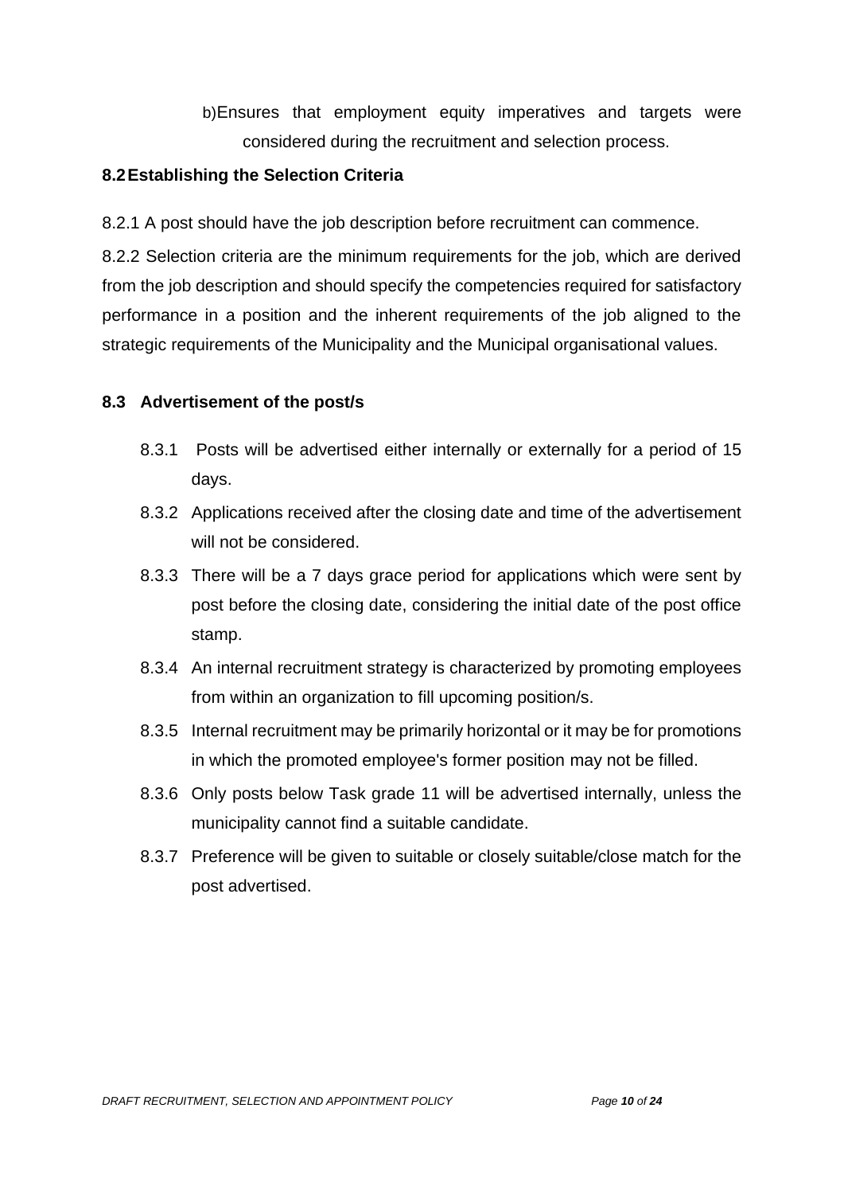b) Ensures that employment equity imperatives and targets were considered during the recruitment and selection process.

## 8.2 Establishing the Selection Criteria

8.2.1 A post should have the job description before recruitment can commence.

8.2.2 Selection criteria are the minimum requirements for the job, which are derived from the job description and should specify the competencies required for satisfactory performance in a position and the inherent requirements of the job aligned to the strategic requirements of the Municipality and the Municipal organisational values.

## 8.3 Advertisement of the post/s

8.3.1 Posts will be advertised either internally or externally for a period of 15 days.

8.3.2 Applications received after the closing date and time of the advertisement will not be considered.

8.3.3 There will be a 7 days grace period for applications which were sent by post before the closing date, considering the initial date of the post office stamp.

8.3.4 An internal recruitment strategy is characterized by promoting employees from within an organization to fill upcoming position/s.

8.3.5 Internal recruitment may be primarily horizontal or it may be for promotions in which the promoted employee's former position may not be filled.

8.3.6 Only posts below Task grade 11 will be advertised internally, unless the municipality cannot find a suitable candidate.

8.3.7 Preference will be given to suitable or closely suitable/close match for the post advertised.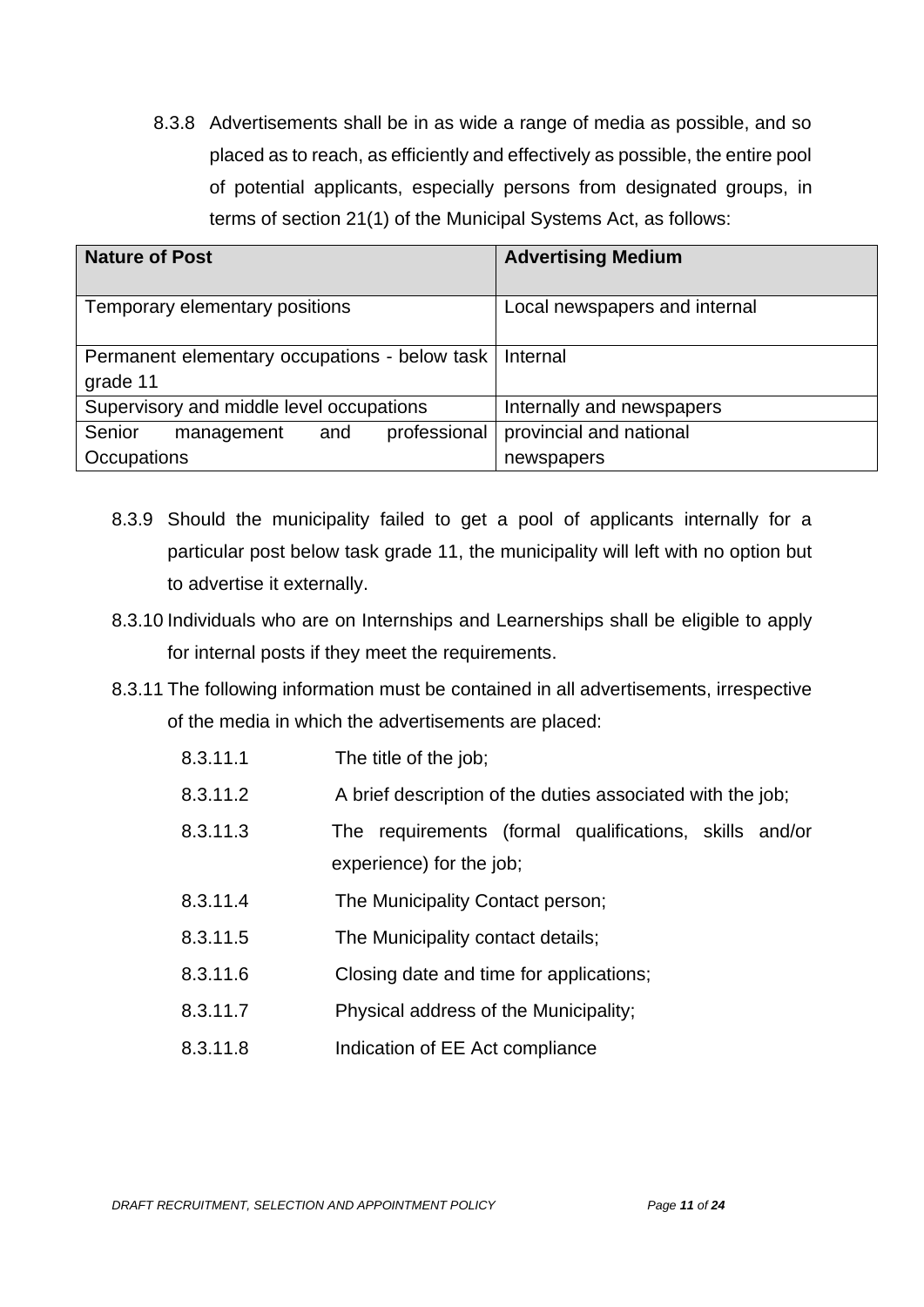8.3.8 Advertisements shall be in as wide a range of media as possible, and so placed as to reach, as efficiently and effectively as possible, the entire pool of potential applicants, especially persons from designated groups, in terms of section 21(1) of the Municipal Systems Act, as follows:

| Nature of Post | Advertising Medium |
|---|---|
| Temporary elementary positions | Local newspapers and internal |
| Permanent elementary occupations - below task grade 11 | Internal |
| Supervisory and middle level occupations | Internally and newspapers |
| Senior management and professional Occupations | provincial and national newspapers |

8.3.9 Should the municipality failed to get a pool of applicants internally for a particular post below task grade 11, the municipality will left with no option but to advertise it externally.

8.3.10 Individuals who are on Internships and Learnerships shall be eligible to apply for internal posts if they meet the requirements.

8.3.11 The following information must be contained in all advertisements, irrespective of the media in which the advertisements are placed:

- 8.3.11.1 The title of the job;
- 8.3.11.2 A brief description of the duties associated with the job;
- 8.3.11.3 The requirements (formal qualifications, skills and/or experience) for the job;
- 8.3.11.4 The Municipality Contact person;
- 8.3.11.5 The Municipality contact details;
- 8.3.11.6 Closing date and time for applications;
- 8.3.11.7 Physical address of the Municipality;
- 8.3.11.8 Indication of EE Act compliance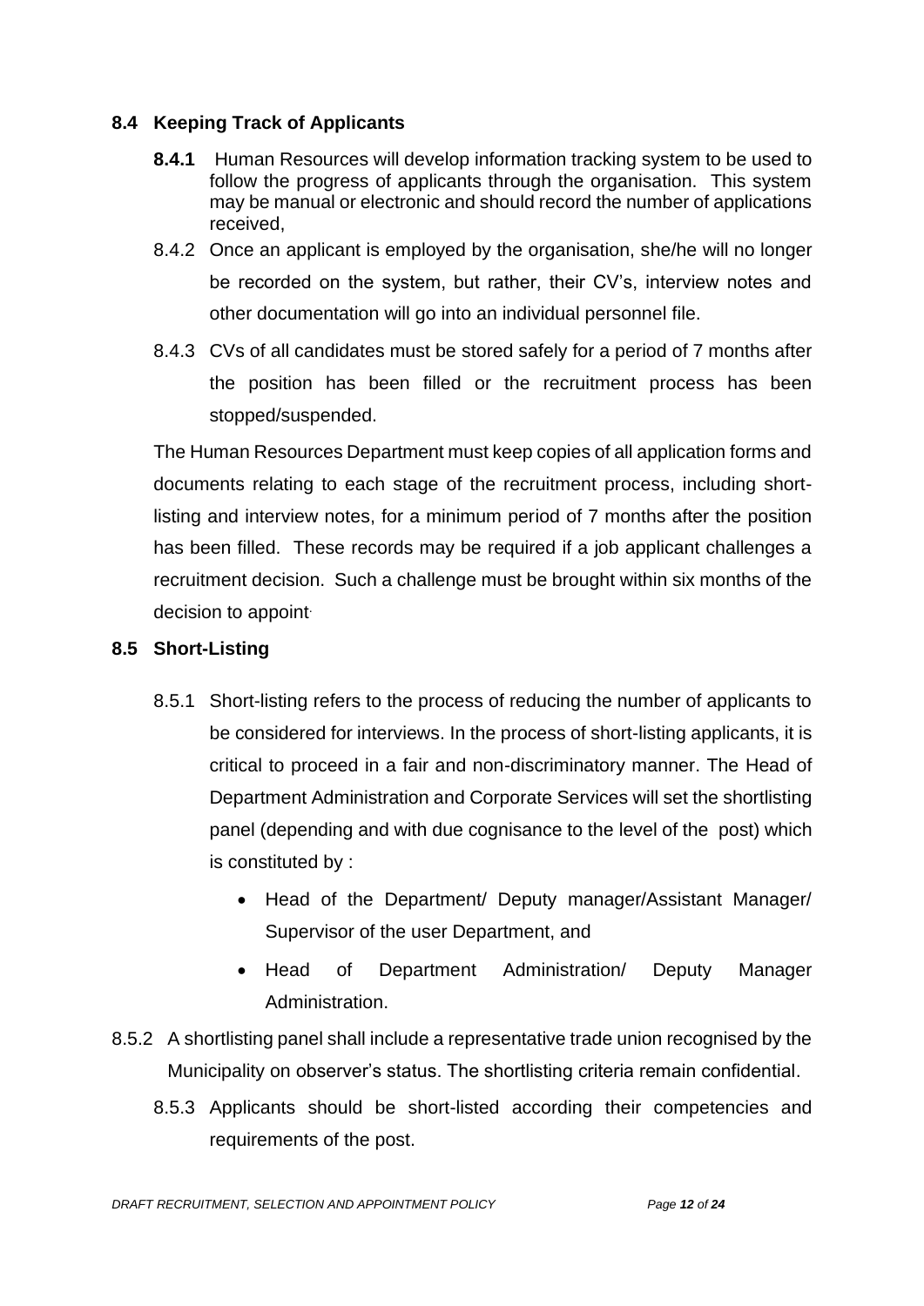## 8.4 Keeping Track of Applicants

**8.4.1** Human Resources will develop information tracking system to be used to follow the progress of applicants through the organisation. This system may be manual or electronic and should record the number of applications received,

8.4.2 Once an applicant is employed by the organisation, she/he will no longer be recorded on the system, but rather, their CV's, interview notes and other documentation will go into an individual personnel file.

8.4.3 CVs of all candidates must be stored safely for a period of 7 months after the position has been filled or the recruitment process has been stopped/suspended.

The Human Resources Department must keep copies of all application forms and documents relating to each stage of the recruitment process, including short-listing and interview notes, for a minimum period of 7 months after the position has been filled. These records may be required if a job applicant challenges a recruitment decision. Such a challenge must be brought within six months of the decision to appoint.

## 8.5 Short-Listing

8.5.1 Short-listing refers to the process of reducing the number of applicants to be considered for interviews. In the process of short-listing applicants, it is critical to proceed in a fair and non-discriminatory manner. The Head of Department Administration and Corporate Services will set the shortlisting panel (depending and with due cognisance to the level of the post) which is constituted by :

- Head of the Department/ Deputy manager/Assistant Manager/ Supervisor of the user Department, and
- Head of Department Administration/ Deputy Manager Administration.

8.5.2 A shortlisting panel shall include a representative trade union recognised by the Municipality on observer's status. The shortlisting criteria remain confidential.

8.5.3 Applicants should be short-listed according their competencies and requirements of the post.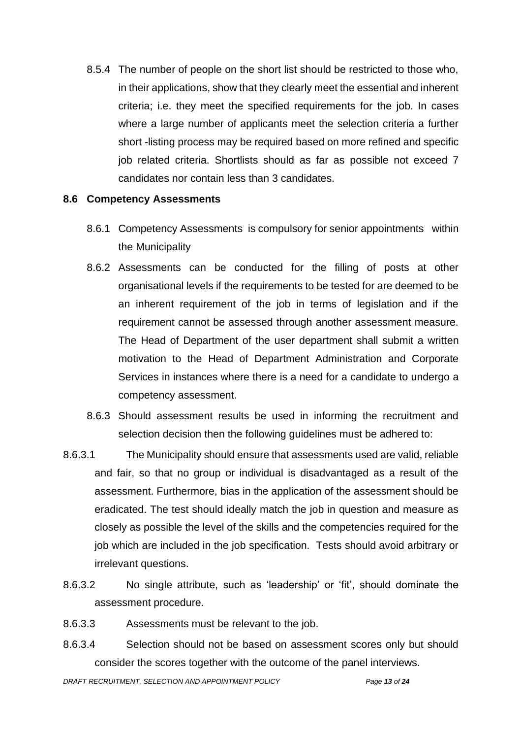8.5.4 The number of people on the short list should be restricted to those who, in their applications, show that they clearly meet the essential and inherent criteria; i.e. they meet the specified requirements for the job. In cases where a large number of applicants meet the selection criteria a further short -listing process may be required based on more refined and specific job related criteria. Shortlists should as far as possible not exceed 7 candidates nor contain less than 3 candidates.

### 8.6 Competency Assessments

8.6.1 Competency Assessments is compulsory for senior appointments within the Municipality

8.6.2 Assessments can be conducted for the filling of posts at other organisational levels if the requirements to be tested for are deemed to be an inherent requirement of the job in terms of legislation and if the requirement cannot be assessed through another assessment measure. The Head of Department of the user department shall submit a written motivation to the Head of Department Administration and Corporate Services in instances where there is a need for a candidate to undergo a competency assessment.

8.6.3 Should assessment results be used in informing the recruitment and selection decision then the following guidelines must be adhered to:

8.6.3.1 The Municipality should ensure that assessments used are valid, reliable and fair, so that no group or individual is disadvantaged as a result of the assessment. Furthermore, bias in the application of the assessment should be eradicated. The test should ideally match the job in question and measure as closely as possible the level of the skills and the competencies required for the job which are included in the job specification. Tests should avoid arbitrary or irrelevant questions.

8.6.3.2 No single attribute, such as 'leadership' or 'fit', should dominate the assessment procedure.

8.6.3.3 Assessments must be relevant to the job.

8.6.3.4 Selection should not be based on assessment scores only but should consider the scores together with the outcome of the panel interviews.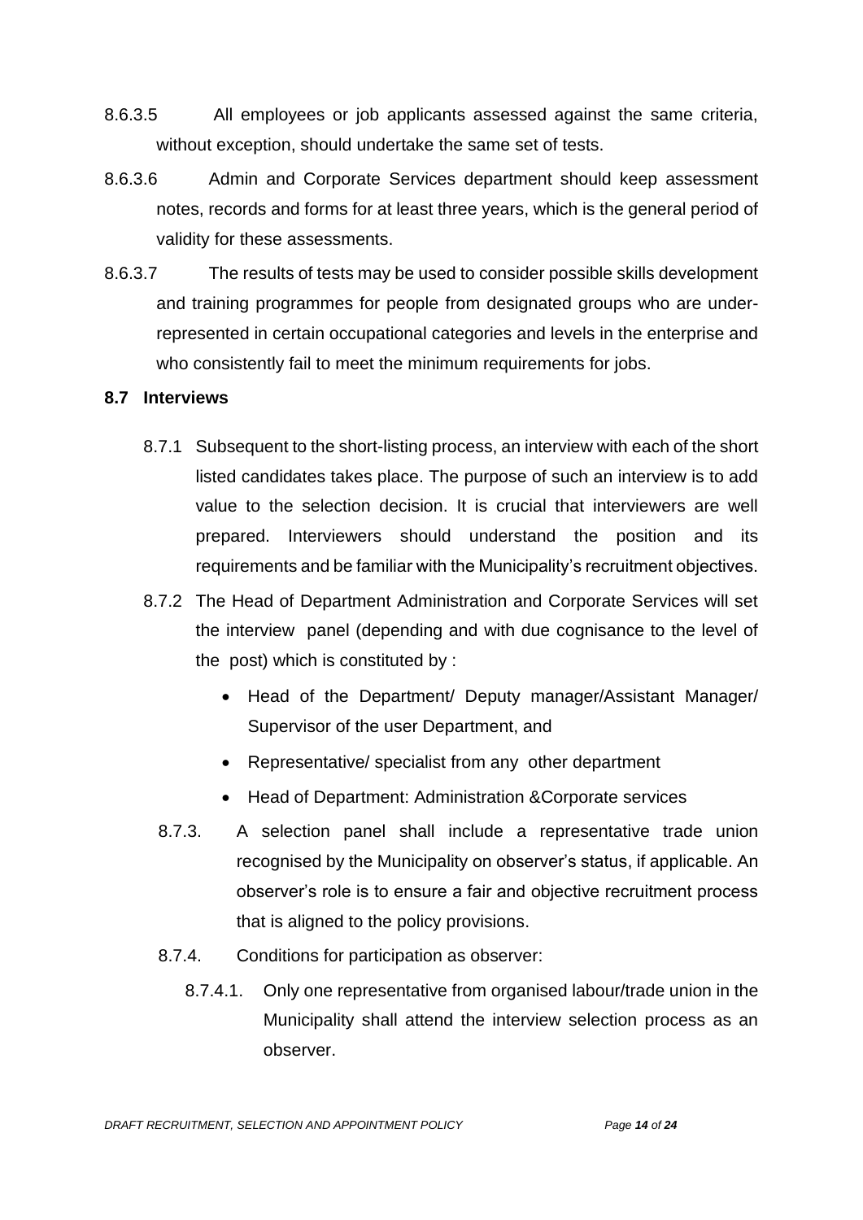8.6.3.5 All employees or job applicants assessed against the same criteria, without exception, should undertake the same set of tests.

8.6.3.6 Admin and Corporate Services department should keep assessment notes, records and forms for at least three years, which is the general period of validity for these assessments.

8.6.3.7 The results of tests may be used to consider possible skills development and training programmes for people from designated groups who are under-represented in certain occupational categories and levels in the enterprise and who consistently fail to meet the minimum requirements for jobs.

**8.7 Interviews**

8.7.1 Subsequent to the short-listing process, an interview with each of the short listed candidates takes place. The purpose of such an interview is to add value to the selection decision. It is crucial that interviewers are well prepared. Interviewers should understand the position and its requirements and be familiar with the Municipality's recruitment objectives.

8.7.2 The Head of Department Administration and Corporate Services will set the interview panel (depending and with due cognisance to the level of the post) which is constituted by :

- Head of the Department/ Deputy manager/Assistant Manager/ Supervisor of the user Department, and
- Representative/ specialist from any other department
- Head of Department: Administration &Corporate services

8.7.3. A selection panel shall include a representative trade union recognised by the Municipality on observer's status, if applicable. An observer's role is to ensure a fair and objective recruitment process that is aligned to the policy provisions.

8.7.4. Conditions for participation as observer:

8.7.4.1. Only one representative from organised labour/trade union in the Municipality shall attend the interview selection process as an observer.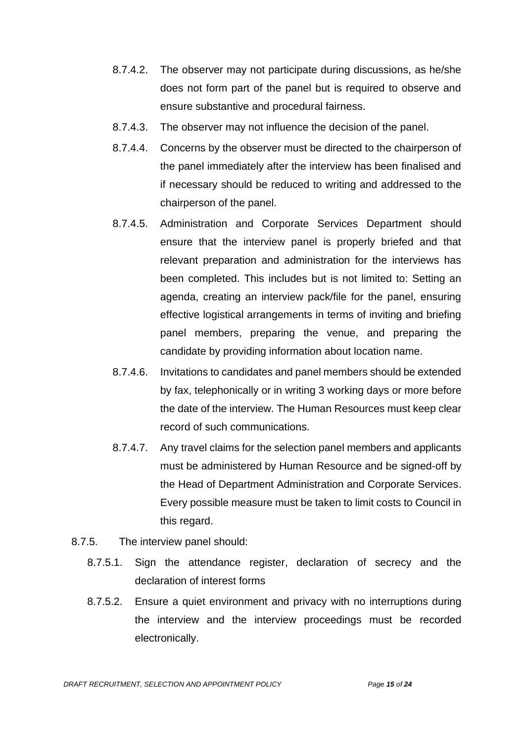8.7.4.2. The observer may not participate during discussions, as he/she does not form part of the panel but is required to observe and ensure substantive and procedural fairness.

8.7.4.3. The observer may not influence the decision of the panel.

8.7.4.4. Concerns by the observer must be directed to the chairperson of the panel immediately after the interview has been finalised and if necessary should be reduced to writing and addressed to the chairperson of the panel.

8.7.4.5. Administration and Corporate Services Department should ensure that the interview panel is properly briefed and that relevant preparation and administration for the interviews has been completed. This includes but is not limited to: Setting an agenda, creating an interview pack/file for the panel, ensuring effective logistical arrangements in terms of inviting and briefing panel members, preparing the venue, and preparing the candidate by providing information about location name.

8.7.4.6. Invitations to candidates and panel members should be extended by fax, telephonically or in writing 3 working days or more before the date of the interview. The Human Resources must keep clear record of such communications.

8.7.4.7. Any travel claims for the selection panel members and applicants must be administered by Human Resource and be signed-off by the Head of Department Administration and Corporate Services. Every possible measure must be taken to limit costs to Council in this regard.

8.7.5. The interview panel should:

8.7.5.1. Sign the attendance register, declaration of secrecy and the declaration of interest forms

8.7.5.2. Ensure a quiet environment and privacy with no interruptions during the interview and the interview proceedings must be recorded electronically.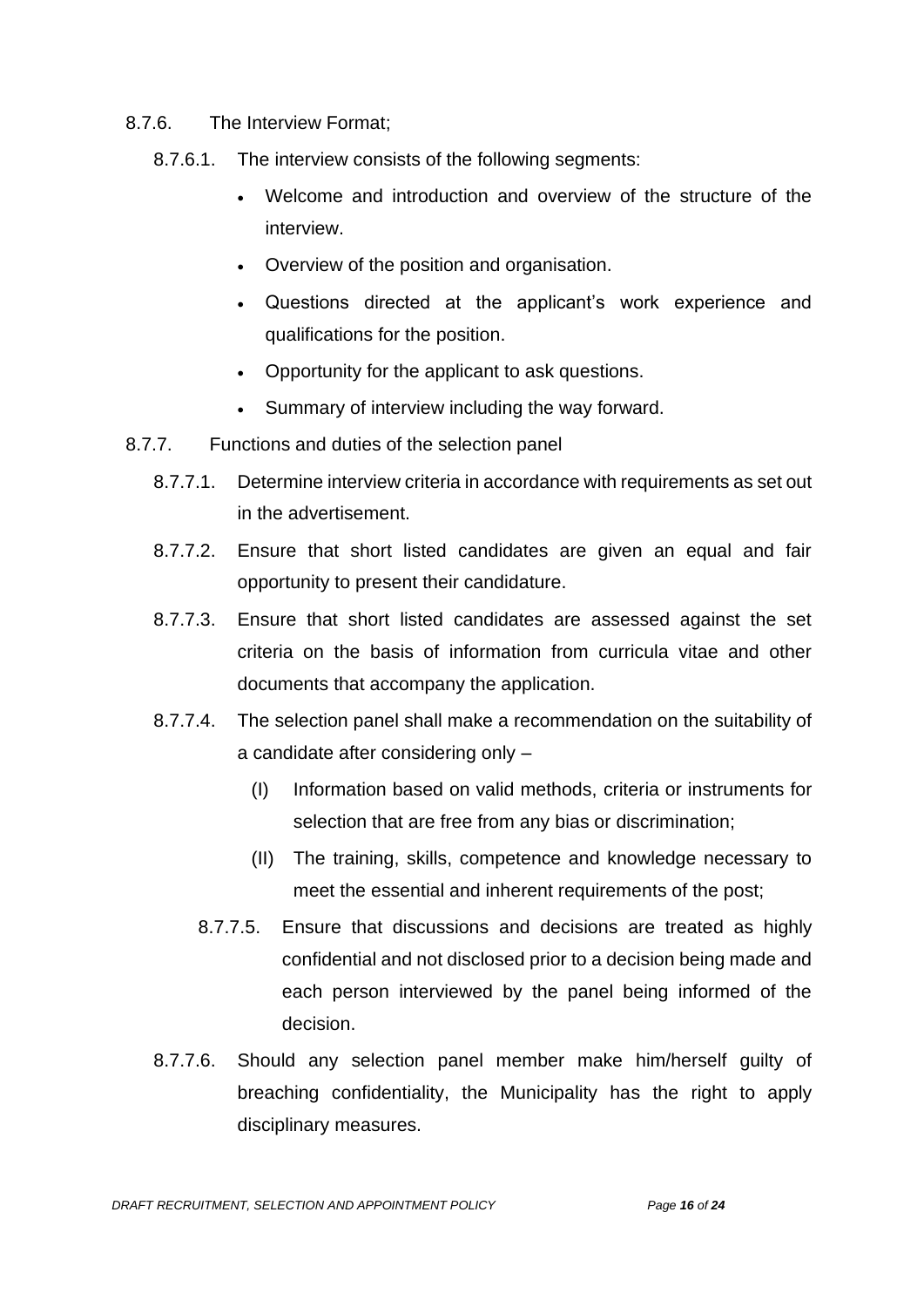8.7.6. The Interview Format;

8.7.6.1. The interview consists of the following segments:

- Welcome and introduction and overview of the structure of the interview.
- Overview of the position and organisation.
- Questions directed at the applicant's work experience and qualifications for the position.
- Opportunity for the applicant to ask questions.
- Summary of interview including the way forward.

8.7.7. Functions and duties of the selection panel

8.7.7.1. Determine interview criteria in accordance with requirements as set out in the advertisement.

8.7.7.2. Ensure that short listed candidates are given an equal and fair opportunity to present their candidature.

8.7.7.3. Ensure that short listed candidates are assessed against the set criteria on the basis of information from curricula vitae and other documents that accompany the application.

8.7.7.4. The selection panel shall make a recommendation on the suitability of a candidate after considering only –

(I) Information based on valid methods, criteria or instruments for selection that are free from any bias or discrimination;

(II) The training, skills, competence and knowledge necessary to meet the essential and inherent requirements of the post;

8.7.7.5. Ensure that discussions and decisions are treated as highly confidential and not disclosed prior to a decision being made and each person interviewed by the panel being informed of the decision.

8.7.7.6. Should any selection panel member make him/herself guilty of breaching confidentiality, the Municipality has the right to apply disciplinary measures.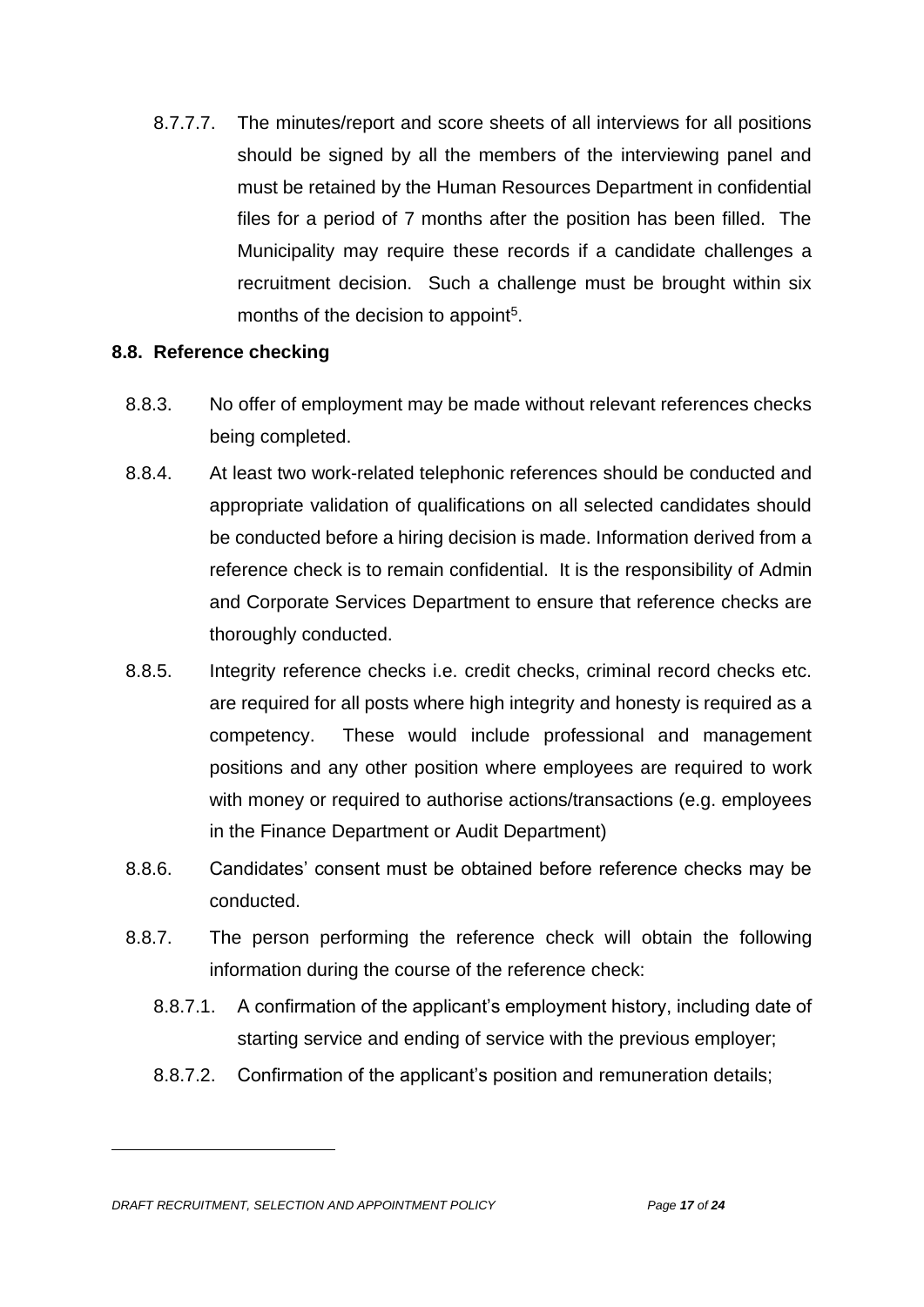8.7.7.7. The minutes/report and score sheets of all interviews for all positions should be signed by all the members of the interviewing panel and must be retained by the Human Resources Department in confidential files for a period of 7 months after the position has been filled. The Municipality may require these records if a candidate challenges a recruitment decision. Such a challenge must be brought within six months of the decision to appoint[5].

## 8.8. Reference checking

8.8.3. No offer of employment may be made without relevant references checks being completed.

8.8.4. At least two work-related telephonic references should be conducted and appropriate validation of qualifications on all selected candidates should be conducted before a hiring decision is made. Information derived from a reference check is to remain confidential. It is the responsibility of Admin and Corporate Services Department to ensure that reference checks are thoroughly conducted.

8.8.5. Integrity reference checks i.e. credit checks, criminal record checks etc. are required for all posts where high integrity and honesty is required as a competency. These would include professional and management positions and any other position where employees are required to work with money or required to authorise actions/transactions (e.g. employees in the Finance Department or Audit Department)

8.8.6. Candidates' consent must be obtained before reference checks may be conducted.

8.8.7. The person performing the reference check will obtain the following information during the course of the reference check:

8.8.7.1. A confirmation of the applicant's employment history, including date of starting service and ending of service with the previous employer;

8.8.7.2. Confirmation of the applicant's position and remuneration details;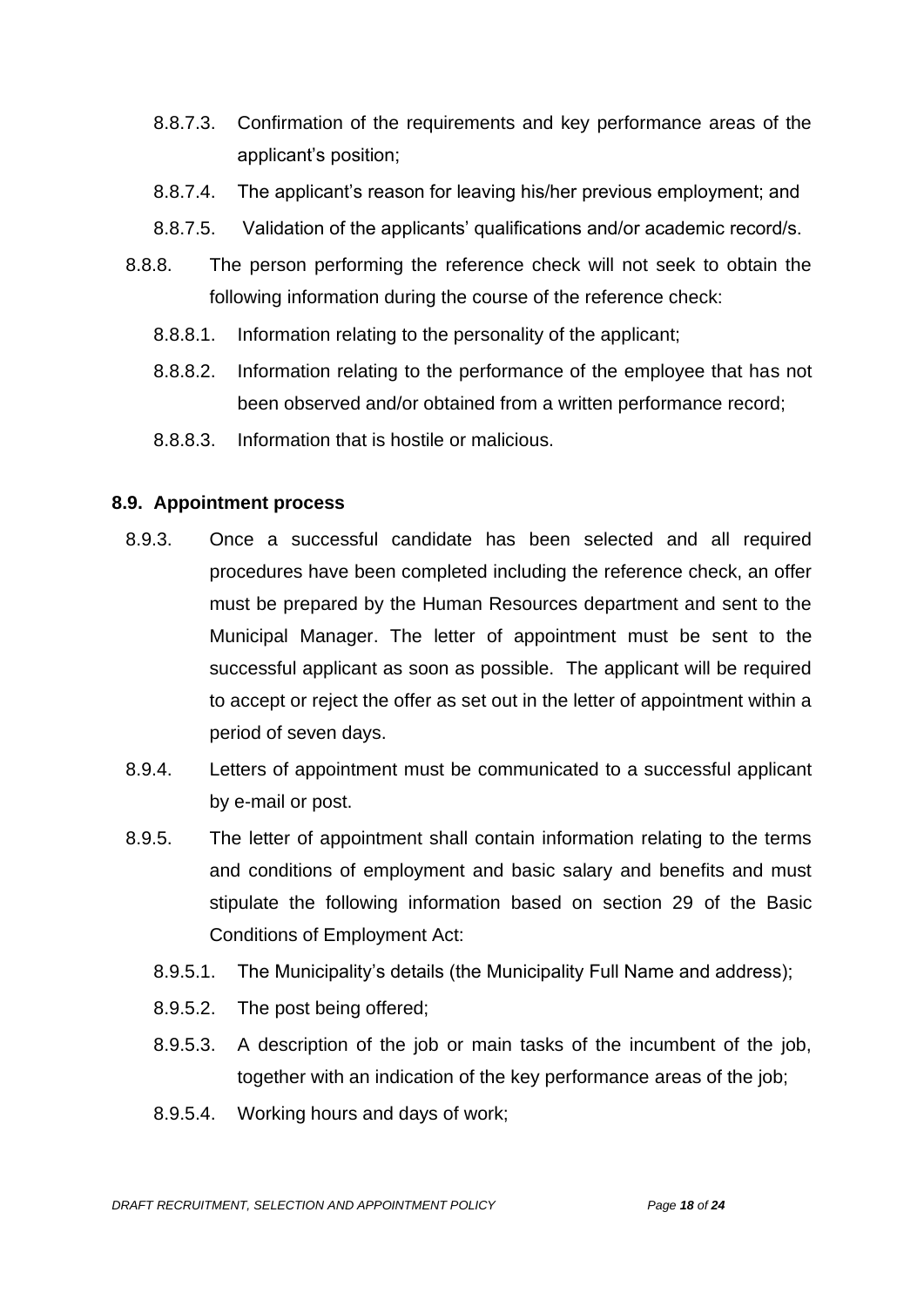- 8.8.7.3. Confirmation of the requirements and key performance areas of the applicant's position;
- 8.8.7.4. The applicant's reason for leaving his/her previous employment; and
- 8.8.7.5. Validation of the applicants' qualifications and/or academic record/s.

8.8.8. The person performing the reference check will not seek to obtain the following information during the course of the reference check:

- 8.8.8.1. Information relating to the personality of the applicant;
- 8.8.8.2. Information relating to the performance of the employee that has not been observed and/or obtained from a written performance record;
- 8.8.8.3. Information that is hostile or malicious.

### 8.9. Appointment process

8.9.3. Once a successful candidate has been selected and all required procedures have been completed including the reference check, an offer must be prepared by the Human Resources department and sent to the Municipal Manager. The letter of appointment must be sent to the successful applicant as soon as possible. The applicant will be required to accept or reject the offer as set out in the letter of appointment within a period of seven days.

8.9.4. Letters of appointment must be communicated to a successful applicant by e-mail or post.

8.9.5. The letter of appointment shall contain information relating to the terms and conditions of employment and basic salary and benefits and must stipulate the following information based on section 29 of the Basic Conditions of Employment Act:

- 8.9.5.1. The Municipality's details (the Municipality Full Name and address);
- 8.9.5.2. The post being offered;
- 8.9.5.3. A description of the job or main tasks of the incumbent of the job, together with an indication of the key performance areas of the job;
- 8.9.5.4. Working hours and days of work;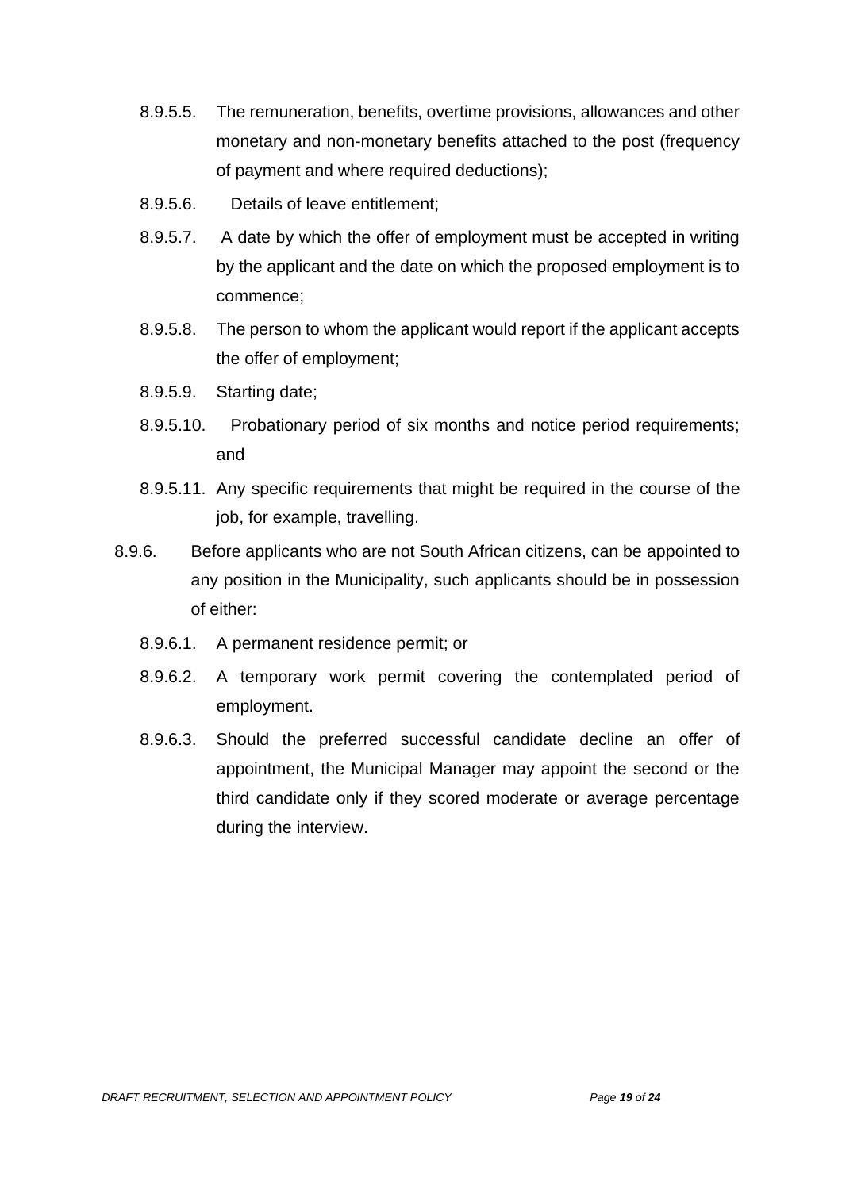8.9.5.5. The remuneration, benefits, overtime provisions, allowances and other monetary and non-monetary benefits attached to the post (frequency of payment and where required deductions);

8.9.5.6. Details of leave entitlement;

8.9.5.7. A date by which the offer of employment must be accepted in writing by the applicant and the date on which the proposed employment is to commence;

8.9.5.8. The person to whom the applicant would report if the applicant accepts the offer of employment;

8.9.5.9. Starting date;

8.9.5.10. Probationary period of six months and notice period requirements; and

8.9.5.11. Any specific requirements that might be required in the course of the job, for example, travelling.

8.9.6. Before applicants who are not South African citizens, can be appointed to any position in the Municipality, such applicants should be in possession of either:

8.9.6.1. A permanent residence permit; or

8.9.6.2. A temporary work permit covering the contemplated period of employment.

8.9.6.3. Should the preferred successful candidate decline an offer of appointment, the Municipal Manager may appoint the second or the third candidate only if they scored moderate or average percentage during the interview.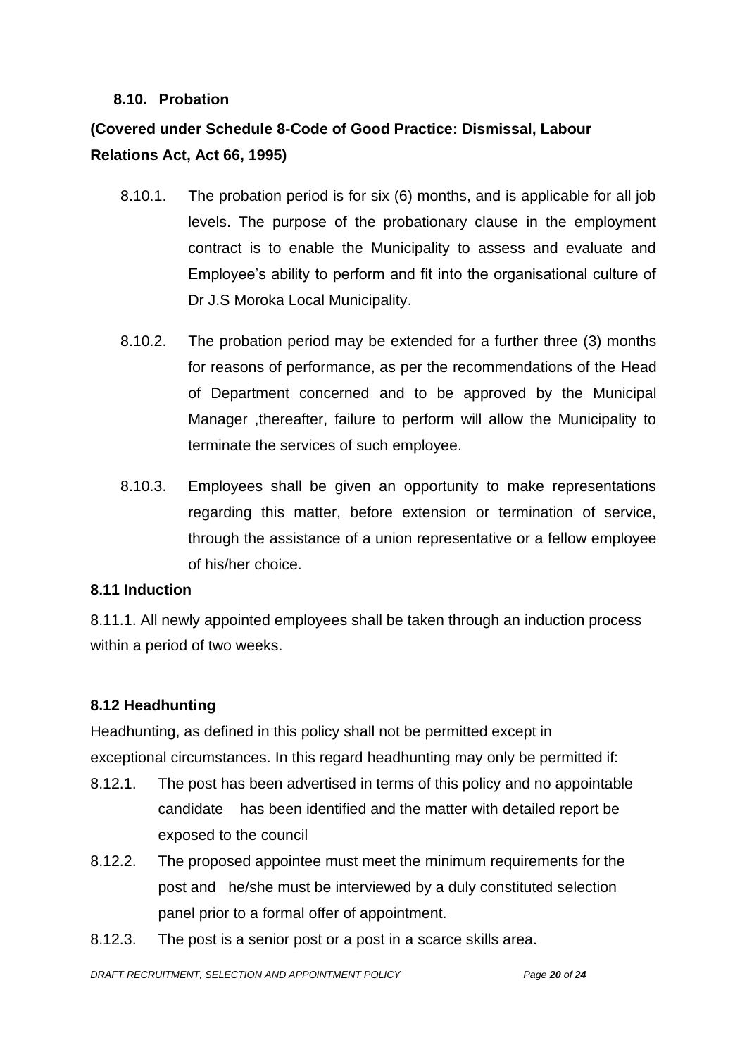### 8.10. Probation

**(Covered under Schedule 8-Code of Good Practice: Dismissal, Labour Relations Act, Act 66, 1995)**

8.10.1. The probation period is for six (6) months, and is applicable for all job levels. The purpose of the probationary clause in the employment contract is to enable the Municipality to assess and evaluate and Employee's ability to perform and fit into the organisational culture of Dr J.S Moroka Local Municipality.

8.10.2. The probation period may be extended for a further three (3) months for reasons of performance, as per the recommendations of the Head of Department concerned and to be approved by the Municipal Manager ,thereafter, failure to perform will allow the Municipality to terminate the services of such employee.

8.10.3. Employees shall be given an opportunity to make representations regarding this matter, before extension or termination of service, through the assistance of a union representative or a fellow employee of his/her choice.

### 8.11 Induction

8.11.1. All newly appointed employees shall be taken through an induction process within a period of two weeks.

### 8.12 Headhunting

Headhunting, as defined in this policy shall not be permitted except in exceptional circumstances. In this regard headhunting may only be permitted if:

8.12.1. The post has been advertised in terms of this policy and no appointable candidate has been identified and the matter with detailed report be exposed to the council

8.12.2. The proposed appointee must meet the minimum requirements for the post and he/she must be interviewed by a duly constituted selection panel prior to a formal offer of appointment.

8.12.3. The post is a senior post or a post in a scarce skills area.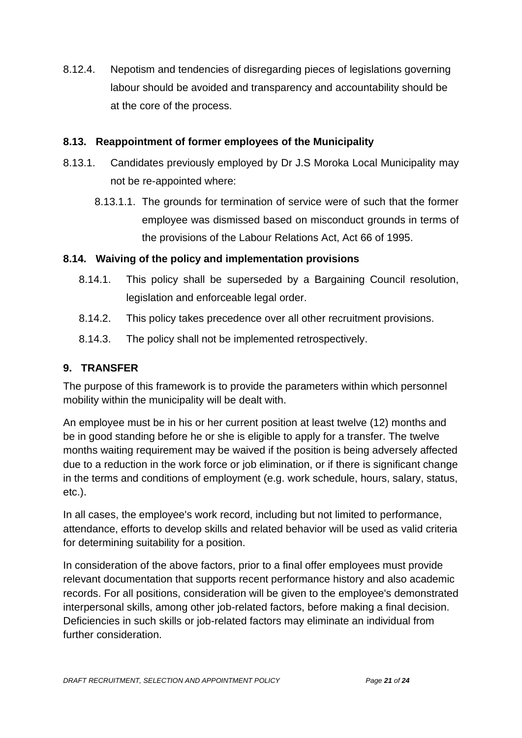8.12.4. Nepotism and tendencies of disregarding pieces of legislations governing labour should be avoided and transparency and accountability should be at the core of the process.

### 8.13. Reappointment of former employees of the Municipality

8.13.1. Candidates previously employed by Dr J.S Moroka Local Municipality may not be re-appointed where:

8.13.1.1. The grounds for termination of service were of such that the former employee was dismissed based on misconduct grounds in terms of the provisions of the Labour Relations Act, Act 66 of 1995.

### 8.14. Waiving of the policy and implementation provisions

8.14.1. This policy shall be superseded by a Bargaining Council resolution, legislation and enforceable legal order.

8.14.2. This policy takes precedence over all other recruitment provisions.

8.14.3. The policy shall not be implemented retrospectively.

## 9. TRANSFER

The purpose of this framework is to provide the parameters within which personnel mobility within the municipality will be dealt with.

An employee must be in his or her current position at least twelve (12) months and be in good standing before he or she is eligible to apply for a transfer. The twelve months waiting requirement may be waived if the position is being adversely affected due to a reduction in the work force or job elimination, or if there is significant change in the terms and conditions of employment (e.g. work schedule, hours, salary, status, etc.).

In all cases, the employee's work record, including but not limited to performance, attendance, efforts to develop skills and related behavior will be used as valid criteria for determining suitability for a position.

In consideration of the above factors, prior to a final offer employees must provide relevant documentation that supports recent performance history and also academic records. For all positions, consideration will be given to the employee's demonstrated interpersonal skills, among other job-related factors, before making a final decision. Deficiencies in such skills or job-related factors may eliminate an individual from further consideration.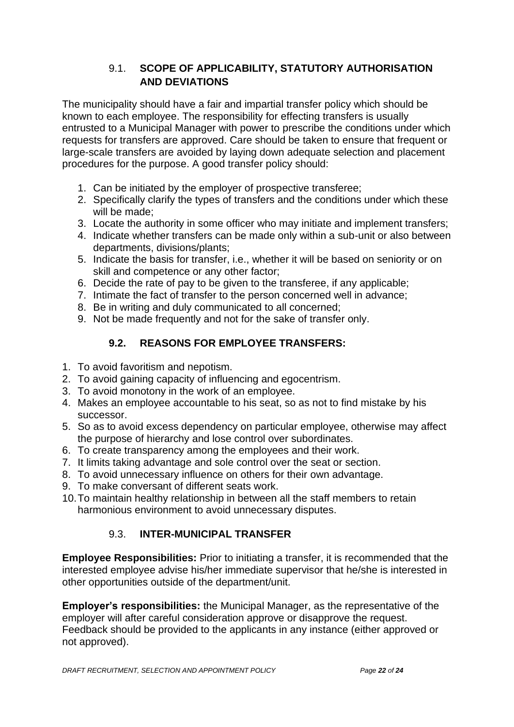## 9.1. SCOPE OF APPLICABILITY, STATUTORY AUTHORISATION AND DEVIATIONS

The municipality should have a fair and impartial transfer policy which should be known to each employee. The responsibility for effecting transfers is usually entrusted to a Municipal Manager with power to prescribe the conditions under which requests for transfers are approved. Care should be taken to ensure that frequent or large-scale transfers are avoided by laying down adequate selection and placement procedures for the purpose. A good transfer policy should:

1. Can be initiated by the employer of prospective transferee;
2. Specifically clarify the types of transfers and the conditions under which these will be made;
3. Locate the authority in some officer who may initiate and implement transfers;
4. Indicate whether transfers can be made only within a sub-unit or also between departments, divisions/plants;
5. Indicate the basis for transfer, i.e., whether it will be based on seniority or on skill and competence or any other factor;
6. Decide the rate of pay to be given to the transferee, if any applicable;
7. Intimate the fact of transfer to the person concerned well in advance;
8. Be in writing and duly communicated to all concerned;
9. Not be made frequently and not for the sake of transfer only.

## 9.2. REASONS FOR EMPLOYEE TRANSFERS:

1. To avoid favoritism and nepotism.
2. To avoid gaining capacity of influencing and egocentrism.
3. To avoid monotony in the work of an employee.
4. Makes an employee accountable to his seat, so as not to find mistake by his successor.
5. So as to avoid excess dependency on particular employee, otherwise may affect the purpose of hierarchy and lose control over subordinates.
6. To create transparency among the employees and their work.
7. It limits taking advantage and sole control over the seat or section.
8. To avoid unnecessary influence on others for their own advantage.
9. To make conversant of different seats work.
10. To maintain healthy relationship in between all the staff members to retain harmonious environment to avoid unnecessary disputes.

## 9.3. INTER-MUNICIPAL TRANSFER

**Employee Responsibilities:** Prior to initiating a transfer, it is recommended that the interested employee advise his/her immediate supervisor that he/she is interested in other opportunities outside of the department/unit.

**Employer's responsibilities:** the Municipal Manager, as the representative of the employer will after careful consideration approve or disapprove the request. Feedback should be provided to the applicants in any instance (either approved or not approved).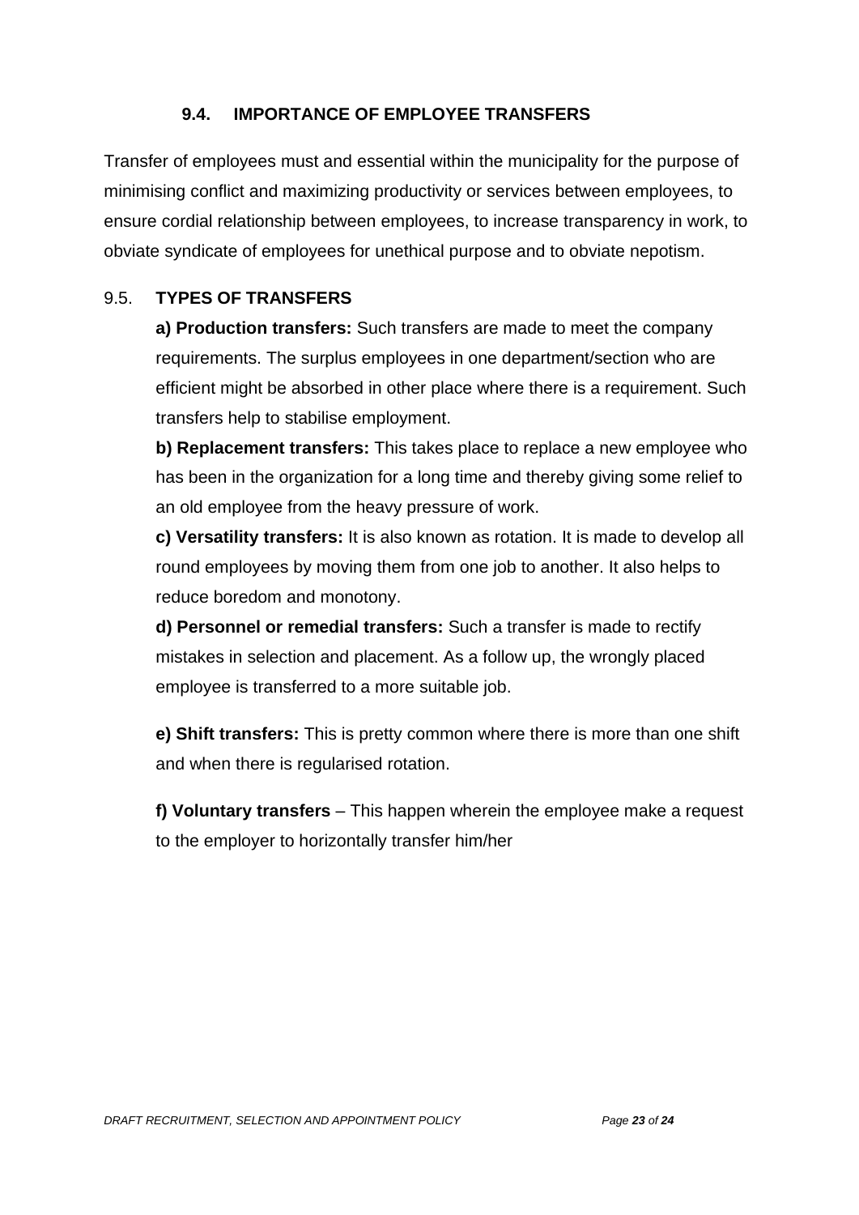### 9.4. IMPORTANCE OF EMPLOYEE TRANSFERS

Transfer of employees must and essential within the municipality for the purpose of minimising conflict and maximizing productivity or services between employees, to ensure cordial relationship between employees, to increase transparency in work, to obviate syndicate of employees for unethical purpose and to obviate nepotism.

### 9.5. TYPES OF TRANSFERS

**a) Production transfers:** Such transfers are made to meet the company requirements. The surplus employees in one department/section who are efficient might be absorbed in other place where there is a requirement. Such transfers help to stabilise employment.

**b) Replacement transfers:** This takes place to replace a new employee who has been in the organization for a long time and thereby giving some relief to an old employee from the heavy pressure of work.

**c) Versatility transfers:** It is also known as rotation. It is made to develop all round employees by moving them from one job to another. It also helps to reduce boredom and monotony.

**d) Personnel or remedial transfers:** Such a transfer is made to rectify mistakes in selection and placement. As a follow up, the wrongly placed employee is transferred to a more suitable job.

**e) Shift transfers:** This is pretty common where there is more than one shift and when there is regularised rotation.

**f) Voluntary transfers** – This happen wherein the employee make a request to the employer to horizontally transfer him/her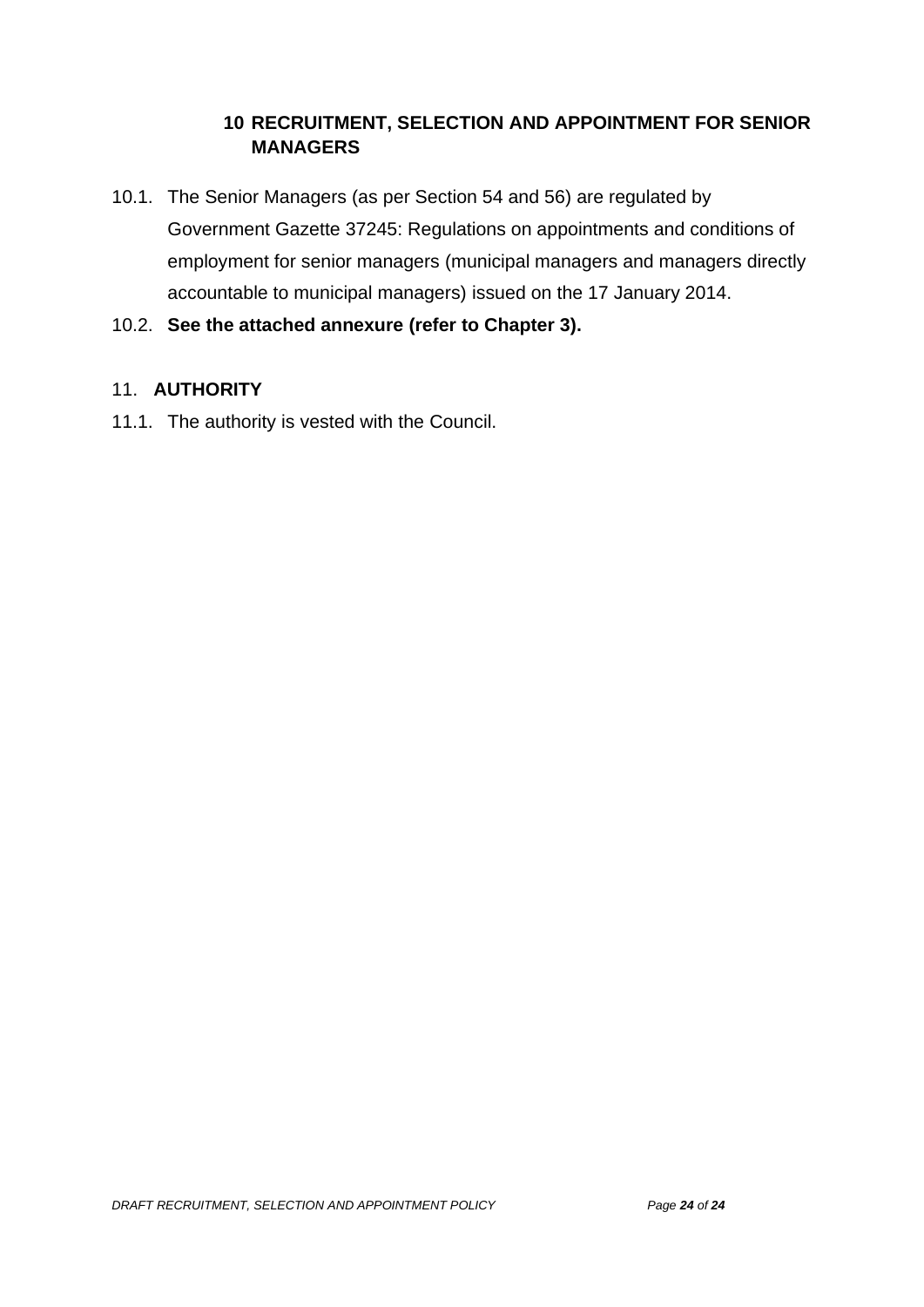## 10 RECRUITMENT, SELECTION AND APPOINTMENT FOR SENIOR MANAGERS

10.1. The Senior Managers (as per Section 54 and 56) are regulated by Government Gazette 37245: Regulations on appointments and conditions of employment for senior managers (municipal managers and managers directly accountable to municipal managers) issued on the 17 January 2014.

10.2. **See the attached annexure (refer to Chapter 3).**

## 11. AUTHORITY

11.1. The authority is vested with the Council.